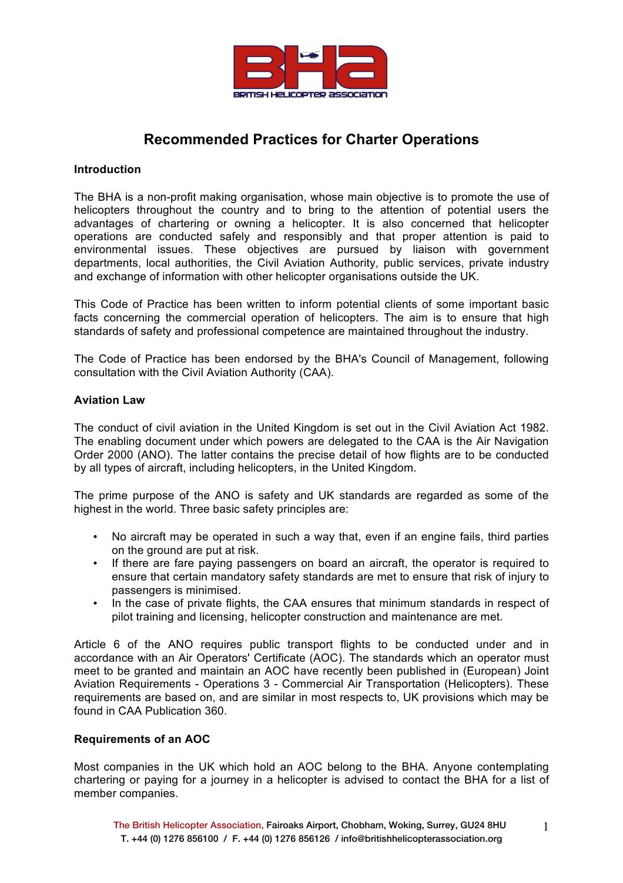# Recommended Practices for Charter Operations

### Introduction

The BHA is a non-profit making organisation, whose main objective is to promote the use of helicopters throughout the country and to bring to the attention of potential users the advantages of chartering or owning a helicopter. It is also concerned that helicopter operations are conducted safely and responsibly and that proper attention is paid to environmental issues. These objectives are pursued by liaison with government departments, local authorities, the Civil Aviation Authority, public services, private industry and exchange of information with other helicopter organisations outside the UK.

This Code of Practice has been written to inform potential clients of some important basic facts concerning the commercial operation of helicopters. The aim is to ensure that high standards of safety and professional competence are maintained throughout the industry.

The Code of Practice has been endorsed by the BHA's Council of Management, following consultation with the Civil Aviation Authority (CAA).

### Aviation Law

The conduct of civil aviation in the United Kingdom is set out in the Civil Aviation Act 1982. The enabling document under which powers are delegated to the CAA is the Air Navigation Order 2000 (ANO). The latter contains the precise detail of how flights are to be conducted by all types of aircraft, including helicopters, in the United Kingdom.

The prime purpose of the ANO is safety and UK standards are regarded as some of the highest in the world. Three basic safety principles are:

- No aircraft may be operated in such a way that, even if an engine fails, third parties on the ground are put at risk.
- If there are fare paying passengers on board an aircraft, the operator is required to ensure that certain mandatory safety standards are met to ensure that risk of injury to passengers is minimised.
- In the case of private flights, the CAA ensures that minimum standards in respect of pilot training and licensing, helicopter construction and maintenance are met.

Article 6 of the ANO requires public transport flights to be conducted under and in accordance with an Air Operators' Certificate (AOC). The standards which an operator must meet to be granted and maintain an AOC have recently been published in (European) Joint Aviation Requirements - Operations 3 - Commercial Air Transportation (Helicopters). These requirements are based on, and are similar in most respects to, UK provisions which may be found in CAA Publication 360.

### Requirements of an AOC

Most companies in the UK which hold an AOC belong to the BHA. Anyone contemplating chartering or paying for a journey in a helicopter is advised to contact the BHA for a list of member companies.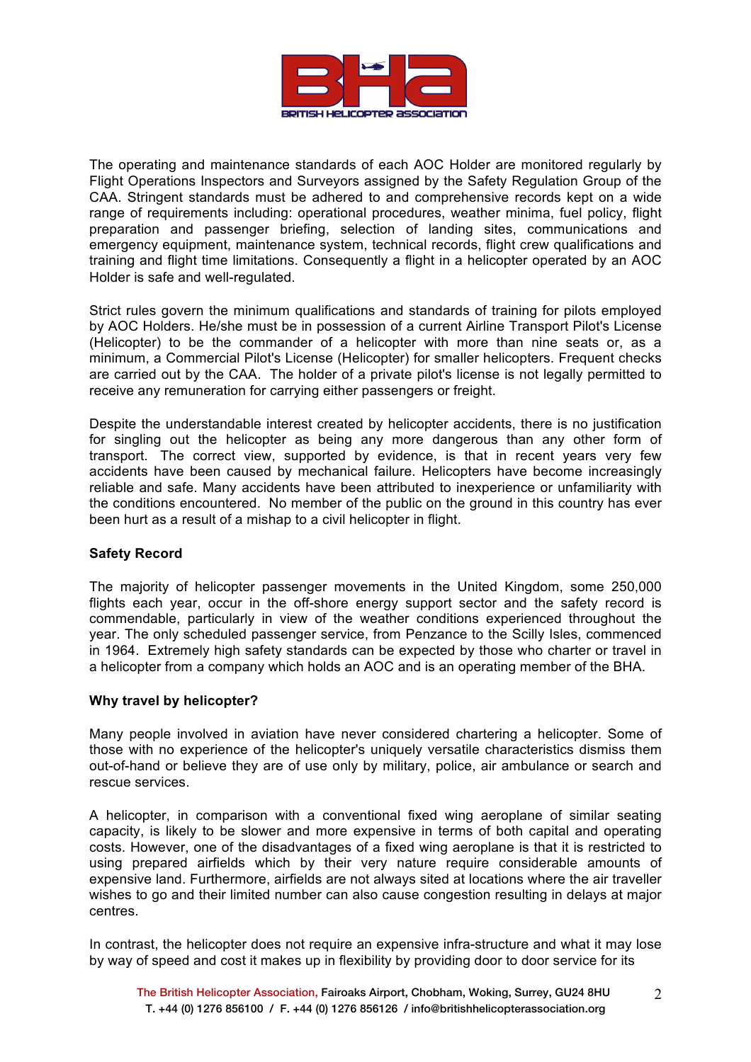The operating and maintenance standards of each AOC Holder are monitored regularly by Flight Operations Inspectors and Surveyors assigned by the Safety Regulation Group of the CAA. Stringent standards must be adhered to and comprehensive records kept on a wide range of requirements including: operational procedures, weather minima, fuel policy, flight preparation and passenger briefing, selection of landing sites, communications and emergency equipment, maintenance system, technical records, flight crew qualifications and training and flight time limitations. Consequently a flight in a helicopter operated by an AOC Holder is safe and well-regulated.

Strict rules govern the minimum qualifications and standards of training for pilots employed by AOC Holders. He/she must be in possession of a current Airline Transport Pilot's License (Helicopter) to be the commander of a helicopter with more than nine seats or, as a minimum, a Commercial Pilot's License (Helicopter) for smaller helicopters. Frequent checks are carried out by the CAA. The holder of a private pilot's license is not legally permitted to receive any remuneration for carrying either passengers or freight.

Despite the understandable interest created by helicopter accidents, there is no justification for singling out the helicopter as being any more dangerous than any other form of transport. The correct view, supported by evidence, is that in recent years very few accidents have been caused by mechanical failure. Helicopters have become increasingly reliable and safe. Many accidents have been attributed to inexperience or unfamiliarity with the conditions encountered. No member of the public on the ground in this country has ever been hurt as a result of a mishap to a civil helicopter in flight.

**Safety Record**

The majority of helicopter passenger movements in the United Kingdom, some 250,000 flights each year, occur in the off-shore energy support sector and the safety record is commendable, particularly in view of the weather conditions experienced throughout the year. The only scheduled passenger service, from Penzance to the Scilly Isles, commenced in 1964. Extremely high safety standards can be expected by those who charter or travel in a helicopter from a company which holds an AOC and is an operating member of the BHA.

**Why travel by helicopter?**

Many people involved in aviation have never considered chartering a helicopter. Some of those with no experience of the helicopter's uniquely versatile characteristics dismiss them out-of-hand or believe they are of use only by military, police, air ambulance or search and rescue services.

A helicopter, in comparison with a conventional fixed wing aeroplane of similar seating capacity, is likely to be slower and more expensive in terms of both capital and operating costs. However, one of the disadvantages of a fixed wing aeroplane is that it is restricted to using prepared airfields which by their very nature require considerable amounts of expensive land. Furthermore, airfields are not always sited at locations where the air traveller wishes to go and their limited number can also cause congestion resulting in delays at major centres.

In contrast, the helicopter does not require an expensive infra-structure and what it may lose by way of speed and cost it makes up in flexibility by providing door to door service for its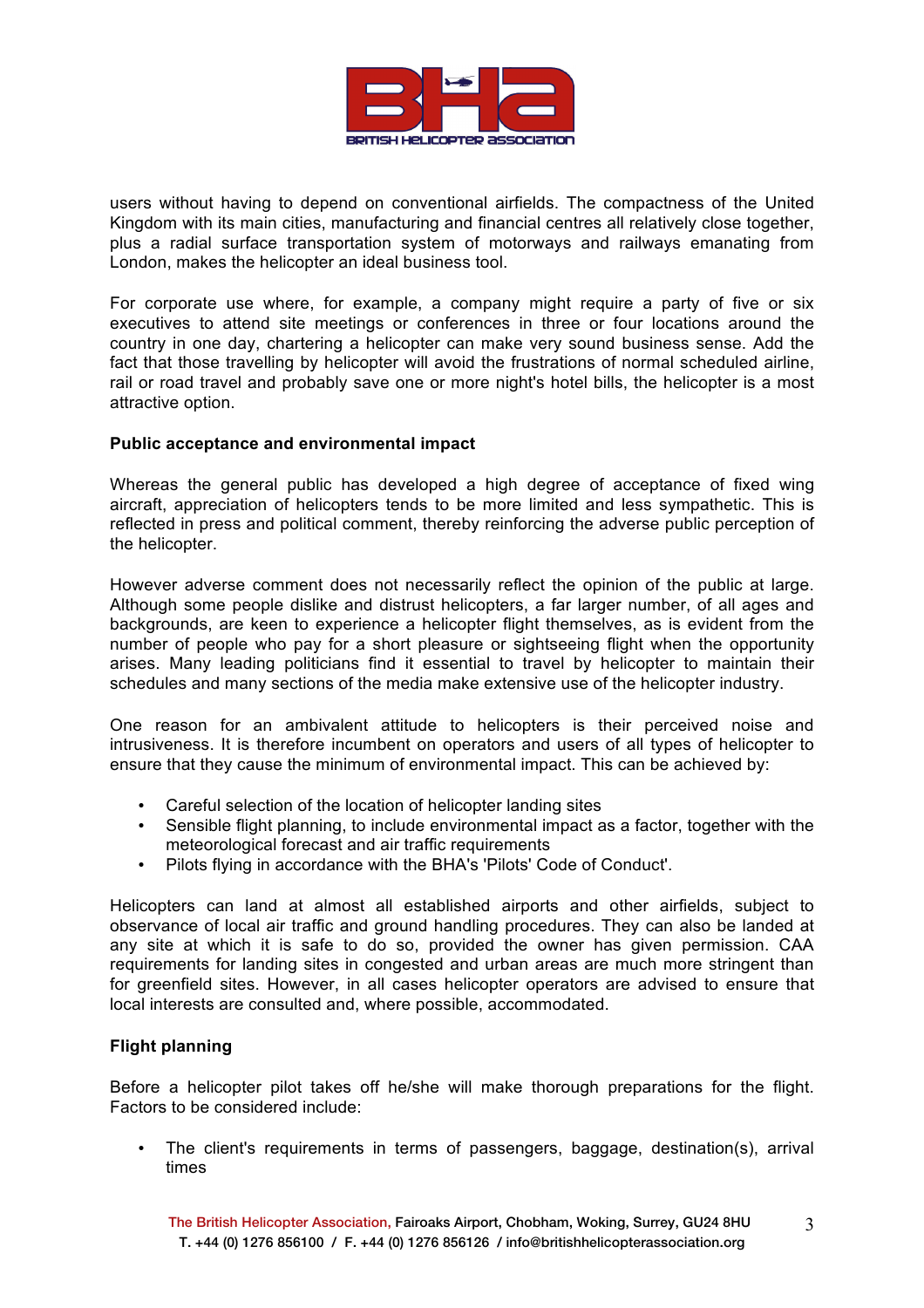users without having to depend on conventional airfields. The compactness of the United Kingdom with its main cities, manufacturing and financial centres all relatively close together, plus a radial surface transportation system of motorways and railways emanating from London, makes the helicopter an ideal business tool.

For corporate use where, for example, a company might require a party of five or six executives to attend site meetings or conferences in three or four locations around the country in one day, chartering a helicopter can make very sound business sense. Add the fact that those travelling by helicopter will avoid the frustrations of normal scheduled airline, rail or road travel and probably save one or more night's hotel bills, the helicopter is a most attractive option.

**Public acceptance and environmental impact**

Whereas the general public has developed a high degree of acceptance of fixed wing aircraft, appreciation of helicopters tends to be more limited and less sympathetic. This is reflected in press and political comment, thereby reinforcing the adverse public perception of the helicopter.

However adverse comment does not necessarily reflect the opinion of the public at large. Although some people dislike and distrust helicopters, a far larger number, of all ages and backgrounds, are keen to experience a helicopter flight themselves, as is evident from the number of people who pay for a short pleasure or sightseeing flight when the opportunity arises. Many leading politicians find it essential to travel by helicopter to maintain their schedules and many sections of the media make extensive use of the helicopter industry.

One reason for an ambivalent attitude to helicopters is their perceived noise and intrusiveness. It is therefore incumbent on operators and users of all types of helicopter to ensure that they cause the minimum of environmental impact. This can be achieved by:

- Careful selection of the location of helicopter landing sites
- Sensible flight planning, to include environmental impact as a factor, together with the meteorological forecast and air traffic requirements
- Pilots flying in accordance with the BHA's 'Pilots' Code of Conduct'.

Helicopters can land at almost all established airports and other airfields, subject to observance of local air traffic and ground handling procedures. They can also be landed at any site at which it is safe to do so, provided the owner has given permission. CAA requirements for landing sites in congested and urban areas are much more stringent than for greenfield sites. However, in all cases helicopter operators are advised to ensure that local interests are consulted and, where possible, accommodated.

**Flight planning**

Before a helicopter pilot takes off he/she will make thorough preparations for the flight. Factors to be considered include:

- The client's requirements in terms of passengers, baggage, destination(s), arrival times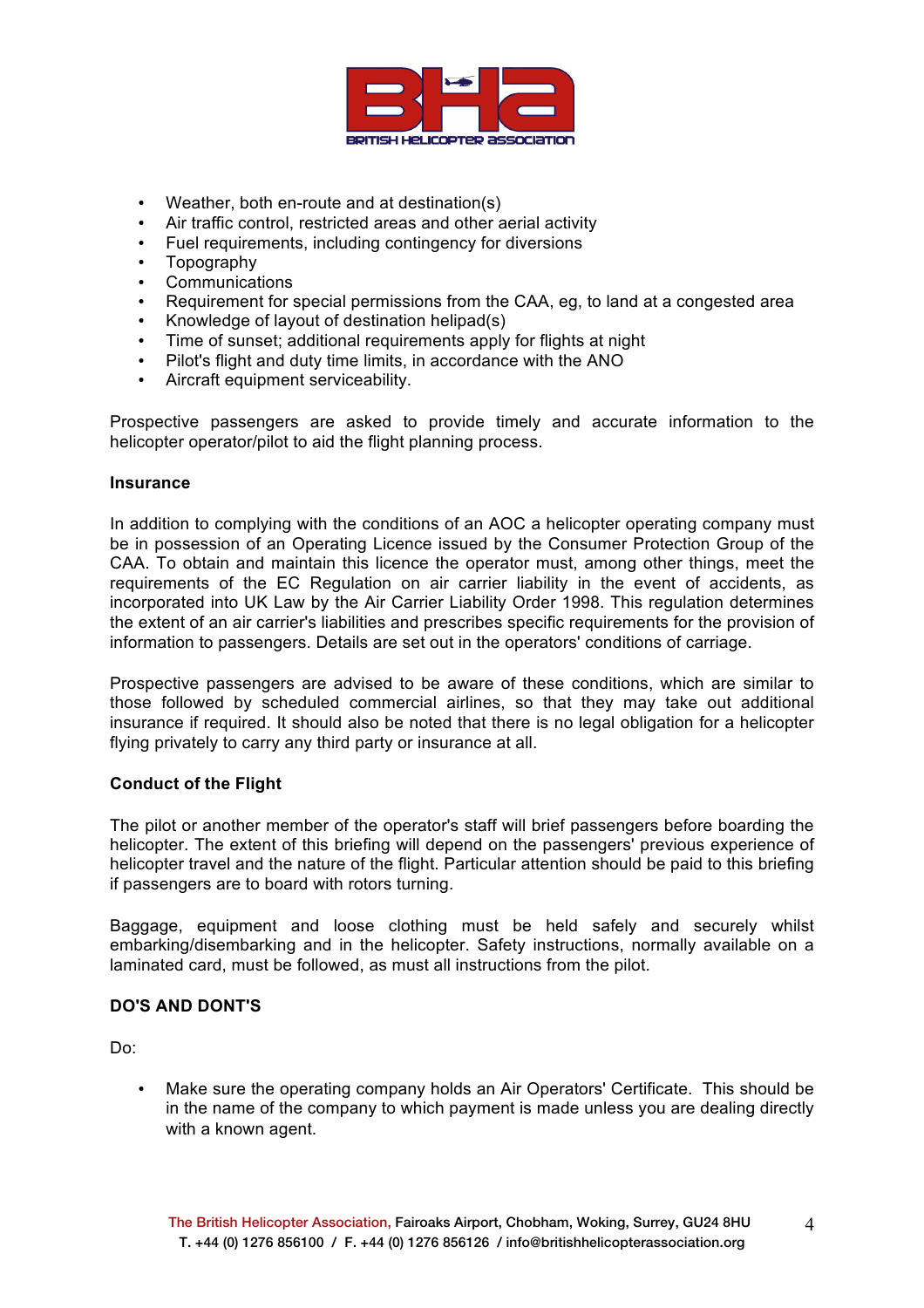- Weather, both en-route and at destination(s)
- Air traffic control, restricted areas and other aerial activity
- Fuel requirements, including contingency for diversions
- Topography
- Communications
- Requirement for special permissions from the CAA, eg, to land at a congested area
- Knowledge of layout of destination helipad(s)
- Time of sunset; additional requirements apply for flights at night
- Pilot's flight and duty time limits, in accordance with the ANO
- Aircraft equipment serviceability.

Prospective passengers are asked to provide timely and accurate information to the helicopter operator/pilot to aid the flight planning process.

**Insurance**

In addition to complying with the conditions of an AOC a helicopter operating company must be in possession of an Operating Licence issued by the Consumer Protection Group of the CAA. To obtain and maintain this licence the operator must, among other things, meet the requirements of the EC Regulation on air carrier liability in the event of accidents, as incorporated into UK Law by the Air Carrier Liability Order 1998. This regulation determines the extent of an air carrier's liabilities and prescribes specific requirements for the provision of information to passengers. Details are set out in the operators' conditions of carriage.

Prospective passengers are advised to be aware of these conditions, which are similar to those followed by scheduled commercial airlines, so that they may take out additional insurance if required. It should also be noted that there is no legal obligation for a helicopter flying privately to carry any third party or insurance at all.

**Conduct of the Flight**

The pilot or another member of the operator's staff will brief passengers before boarding the helicopter. The extent of this briefing will depend on the passengers' previous experience of helicopter travel and the nature of the flight. Particular attention should be paid to this briefing if passengers are to board with rotors turning.

Baggage, equipment and loose clothing must be held safely and securely whilst embarking/disembarking and in the helicopter. Safety instructions, normally available on a laminated card, must be followed, as must all instructions from the pilot.

**DO'S AND DONT'S**

Do:

- Make sure the operating company holds an Air Operators' Certificate. This should be in the name of the company to which payment is made unless you are dealing directly with a known agent.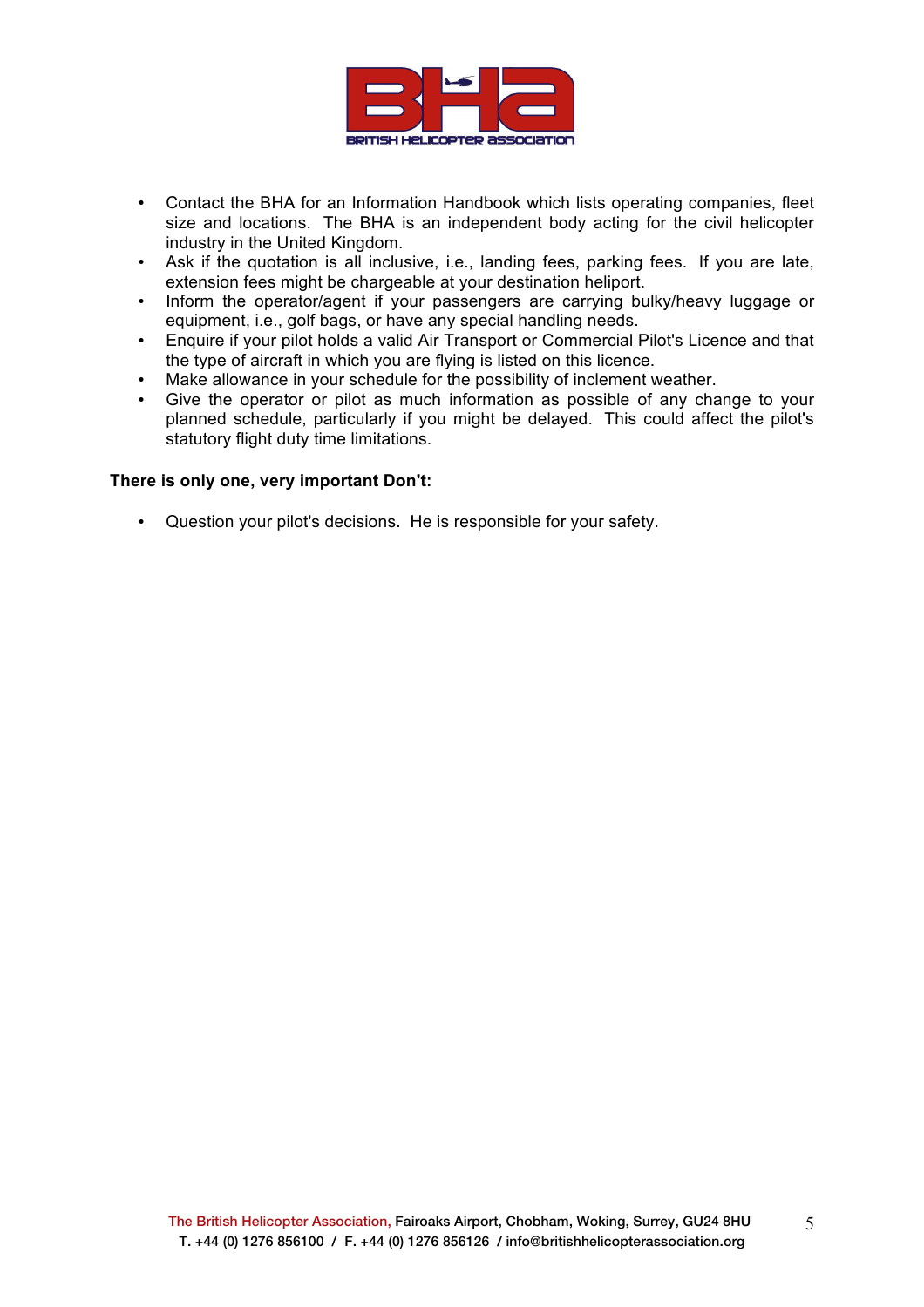- Contact the BHA for an Information Handbook which lists operating companies, fleet size and locations. The BHA is an independent body acting for the civil helicopter industry in the United Kingdom.
- Ask if the quotation is all inclusive, i.e., landing fees, parking fees. If you are late, extension fees might be chargeable at your destination heliport.
- Inform the operator/agent if your passengers are carrying bulky/heavy luggage or equipment, i.e., golf bags, or have any special handling needs.
- Enquire if your pilot holds a valid Air Transport or Commercial Pilot's Licence and that the type of aircraft in which you are flying is listed on this licence.
- Make allowance in your schedule for the possibility of inclement weather.
- Give the operator or pilot as much information as possible of any change to your planned schedule, particularly if you might be delayed. This could affect the pilot's statutory flight duty time limitations.

**There is only one, very important Don't:**

- Question your pilot's decisions. He is responsible for your safety.